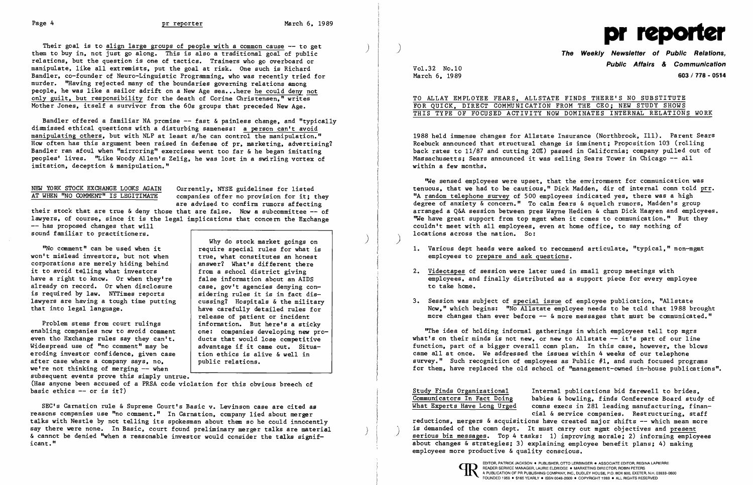Their goal is to align large groups of people with a common cause -- to get them to buy in, not just go along. This is also a traditional goal of public relations, but the question is one of tactics. Trainers who go overboard or manipulate, like all extremists, put the goal at risk. One such is Richard Bandler, co-founder of Neuro-Linguistic Programming, who was recently tried for murder. "Having rejected many of the boundaries governing relations among people, he was like a sailor adrift on a New Age sea...here he could deny not only guilt, but responsibility for the death of Corine Christensen," writes Mother Jones, itself a survivor from the 60s groups that preceded New Age.

Bandler offered a familiar NA promise -- fast & painless change, and "typically dismissed ethical questions with a disturbing sameness: a person can't avoid manipulating others, but with NLP at least s/he can control the manipulation." How often has this argument been raised in defense of pr, marketing, advertising? Bandler ran afoul when "mirroring" exercises went too far & he began imitating peoples' lives. "Like Woody Allen's Zelig, he was lost in a swirling vortex of imitation, deception & manipulation."

## NEW YORK STOCK EXCHANGE LOOKS AGAIN AT WHEN "NO COMMENT" IS LEGITIMATE

Currently, NYSE guidelines for listed companies offer no provision for it; they are advised to confirm rumors affecting their stock that are true & deny those that are false. Now a subcommittee -- of lawyers, of course, since it is the legal implications that concern the Exchange -- has proposed changes that will sound familiar to practitioners.

"No comment" can be used when it won't mislead investors, but not when corporations are merely hiding behind it to avoid telling what investors have a right to know. Or when they're already on record. Or when disclosure is required by law. NYTimes reports lawyers are having a tough time putting that into legal language.

Problem stems from court rulings enabling companies now to avoid comment even tho the Exchange rules say they can't. Widespread use of "no comment" may be eroding investor confidence, given case after case where a company says, no, we're not thinking of merging -- when subsequent events prove this simply untrue. (Has anyone been accused of a PRSA code violation for this obvious breech of basic ethics -- or is it?)

> Why do stock market goings on require special rules for what is true, what constitutes an honest answer? What's different there from a school district giving false information about an AIDS case, gov't agencies denying considering rules it is in fact discussing? Hospitals & the military have carefully detailed rules for release of patient or incident information. But here's a sticky one: companies developing new products that would lose competitive advantage if it came out. Situation ethics is alive & well in public relations.

SEC's Carnation rule & Supreme Court's Basic v. Levinson case are cited as reasons companies use "no comment." In Carnation, company lied about merger talks with Nestle by not telling its spokesman about them so he could innocently say there were none. In Basic, court found preliminary merger talks are material & cannot be denied "when a reasonable investor would consider the talks significant."

# pr reporter

**The Weekly Newsletter of Public Relations, Public Affairs & Communication**

Vol.32 No.10
March 6, 1989
603 / 778 - 0514

## TO ALLAY EMPLOYEE FEARS, ALLSTATE FINDS THERE'S NO SUBSTITUTE FOR QUICK, DIRECT COMMUNICATION FROM THE CEO; NEW STUDY SHOWS THIS TYPE OF FOCUSED ACTIVITY NOW DOMINATES INTERNAL RELATIONS WORK

1988 held immense changes for Allstate Insurance (Northbrook, Ill). Parent Sears Roebuck announced that structural change is imminent; Proposition 103 (rolling back rates to 11/87 and cutting 20%) passed in California; company pulled out of Massachusetts; Sears announced it was selling Sears Tower in Chicago -- all within a few months.

"We sensed employees were upset, that the environment for communication was tenuous, that we had to be cautious," Dick Madden, dir of internal comn told prr. "A random telephone survey of 500 employees indicated yes, there was a high degree of anxiety & concern." To calm fears & squelch rumors, Madden's group arranged a Q&A session between pres Wayne Hedien & chmn Dick Haayen and employees. "We have great support from top mgmt when it comes to communication." But they couldn't meet with all employees, even at home office, to say nothing of locations across the nation. So:

1. Various dept heads were asked to recommend articulate, "typical," non-mgmt employees to prepare and ask questions.
2. Videotapes of session were later used in small group meetings with employees, and finally distributed as a support piece for every employee to take home.
3. Session was subject of special issue of employee publication, "Allstate Now," which begins: "No Allstate employee needs to be told that 1988 brought more changes than ever before -- & more messages that must be communicated."

"The idea of holding informal gatherings in which employees tell top mgrs what's on their minds is not new, or new to Allstate -- it's part of our line function, part of a bigger overall comn plan. In this case, however, the blows came all at once. We addressed the issues within 4 weeks of our telephone survey." Such recognition of employees as Public #1, and such focused programs for them, have replaced the old school of "management-owned in-house publications".

**Study Finds Organizational Communicators In Fact Doing What Experts Have Long Urged**

Internal publications bid farewell to brides, babies & bowling, finds Conference Board study of comns execs in 281 leading manufacturing, financial & service companies. Restructuring, staff reductions, mergers & acquisitions have created major shifts -- which mean more is demanded of the comn dept. It must carry out mgmt objectives and present serious biz messages. Top 4 tasks: 1) improving morale; 2) informing employees about changes & strategies; 3) explaining employee benefit plans; 4) making employees more productive & quality conscious.

EDITOR, PATRICK JACKSON • PUBLISHER, OTTO LERBINGER • ASSOCIATE EDITOR, REGINA LAPIERRE
READER SERVICE MANAGER, LAURIE ELDRIDGE • MARKETING DIRECTOR, ROBIN PETERS
A PUBLICATION OF PR PUBLISHING COMPANY, INC., DUDLEY HOUSE, P.O. BOX 600, EXETER, N.H. 03833-0600
FOUNDED 1958 • $165 YEARLY • ISSN 0048-2609 • COPYRIGHT 1989 • ALL RIGHTS RESERVED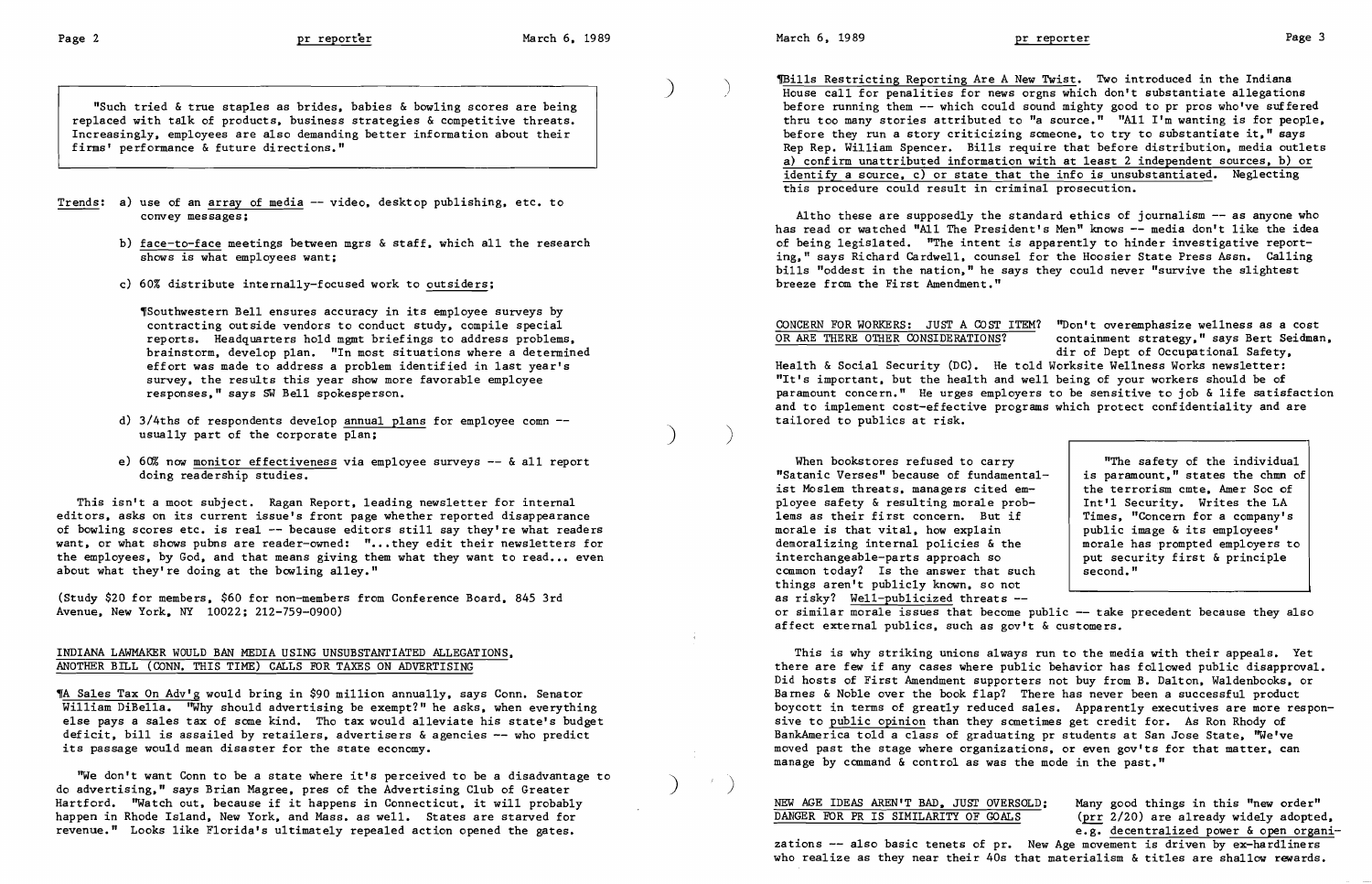"Such tried & true staples as brides, babies & bowling scores are being replaced with talk of products, business strategies & competitive threats. Increasingly, employees are also demanding better information about their firms' performance & future directions."

Trends: a) use of an array of media -- video, desktop publishing, etc. to convey messages;

b) face-to-face meetings between mgrs & staff, which all the research shows is what employees want;

c) 60% distribute internally-focused work to outsiders;

¶Southwestern Bell ensures accuracy in its employee surveys by contracting outside vendors to conduct study, compile special reports. Headquarters hold mgmt briefings to address problems, brainstorm, develop plan. "In most situations where a determined effort was made to address a problem identified in last year's survey, the results this year show more favorable employee responses," says SW Bell spokesperson.

d) 3/4ths of respondents develop annual plans for employee comn -- usually part of the corporate plan;

e) 60% now monitor effectiveness via employee surveys -- & all report doing readership studies.

This isn't a moot subject. Ragan Report, leading newsletter for internal editors, asks on its current issue's front page whether reported disappearance of bowling scores etc. is real -- because editors still say they're what readers want, or what shows pubns are reader-owned: "...they edit their newsletters for the employees, by God, and that means giving them what they want to read... even about what they're doing at the bowling alley."

(Study $20 for members, $60 for non-members from Conference Board, 845 3rd Avenue, New York, NY 10022; 212-759-0900)

## INDIANA LAWMAKER WOULD BAN MEDIA USING UNSUBSTANTIATED ALLEGATIONS, ANOTHER BILL (CONN. THIS TIME) CALLS FOR TAXES ON ADVERTISING

¶A Sales Tax On Adv'g would bring in $90 million annually, says Conn. Senator William DiBella. "Why should advertising be exempt?" he asks, when everything else pays a sales tax of some kind. The tax would alleviate his state's budget deficit, bill is assailed by retailers, advertisers & agencies -- who predict its passage would mean disaster for the state economy.

"We don't want Conn to be a state where it's perceived to be a disadvantage to do advertising," says Brian Magree, pres of the Advertising Club of Greater Hartford. "Watch out, because if it happens in Connecticut, it will probably happen in Rhode Island, New York, and Mass. as well. States are starved for revenue." Looks like Florida's ultimately repealed action opened the gates.

¶Bills Restricting Reporting Are A New Twist. Two introduced in the Indiana House call for penalties for news orgns which don't substantiate allegations before running them -- which could sound mighty good to pr pros who've suffered thru too many stories attributed to "a source." "All I'm wanting is for people, before they run a story criticizing someone, to try to substantiate it," says Rep Rep. William Spencer. Bills require that before distribution, media outlets a) confirm unattributed information with at least 2 independent sources, b) or identify a source, c) or state that the info is unsubstantiated. Neglecting this procedure could result in criminal prosecution.

Altho these are supposedly the standard ethics of journalism -- as anyone who has read or watched "All The President's Men" knows -- media don't like the idea of being legislated. "The intent is apparently to hinder investigative reporting," says Richard Cardwell, counsel for the Hoosier State Press Assn. Calling bills "oddest in the nation," he says they could never "survive the slightest breeze from the First Amendment."

## CONCERN FOR WORKERS: JUST A COST ITEM? OR ARE THERE OTHER CONSIDERATIONS?

"Don't overemphasize wellness as a cost containment strategy," says Bert Seidman, dir of Dept of Occupational Safety, Health & Social Security (DC). He told Worksite Wellness Works newsletter: "It's important, but the health and well being of your workers should be of paramount concern." He urges employers to be sensitive to job & life satisfaction and to implement cost-effective programs which protect confidentiality and are tailored to publics at risk.

"The safety of the individual is paramount," states the chmn of the terrorism cmte, Amer Soc of Int'l Security. Writes the LA Times, "Concern for a company's public image & its employees' morale has prompted employers to put security first & principle second."

When bookstores refused to carry "Satanic Verses" because of fundamentalist Moslem threats, managers cited employee safety & resulting morale problems as their first concern. But if morale is that vital, how explain demoralizing internal policies & the interchangeable-parts approach so common today? Is the answer that such things aren't publicly known, so not as risky? Well-publicized threats -- or similar morale issues that become public -- take precedent because they also affect external publics, such as gov't & customers.

This is why striking unions always run to the media with their appeals. Yet there are few if any cases where public behavior has followed public disapproval. Did hosts of First Amendment supporters not buy from B. Dalton, Waldenbooks, or Barnes & Noble over the book flap? There has never been a successful product boycott in terms of greatly reduced sales. Apparently executives are more responsive to public opinion than they sometimes get credit for. As Ron Rhody of BankAmerica told a class of graduating pr students at San Jose State, "We've moved past the stage where organizations, or even gov'ts for that matter, can manage by command & control as was the mode in the past."

## NEW AGE IDEAS AREN'T BAD, JUST OVERSOLD; DANGER FOR PR IS SIMILARITY OF GOALS

Many good things in this "new order" (prr 2/20) are already widely adopted, e.g. decentralized power & open organizations -- also basic tenets of pr. New Age movement is driven by ex-hardliners who realize as they near their 40s that materialism & titles are shallow rewards.